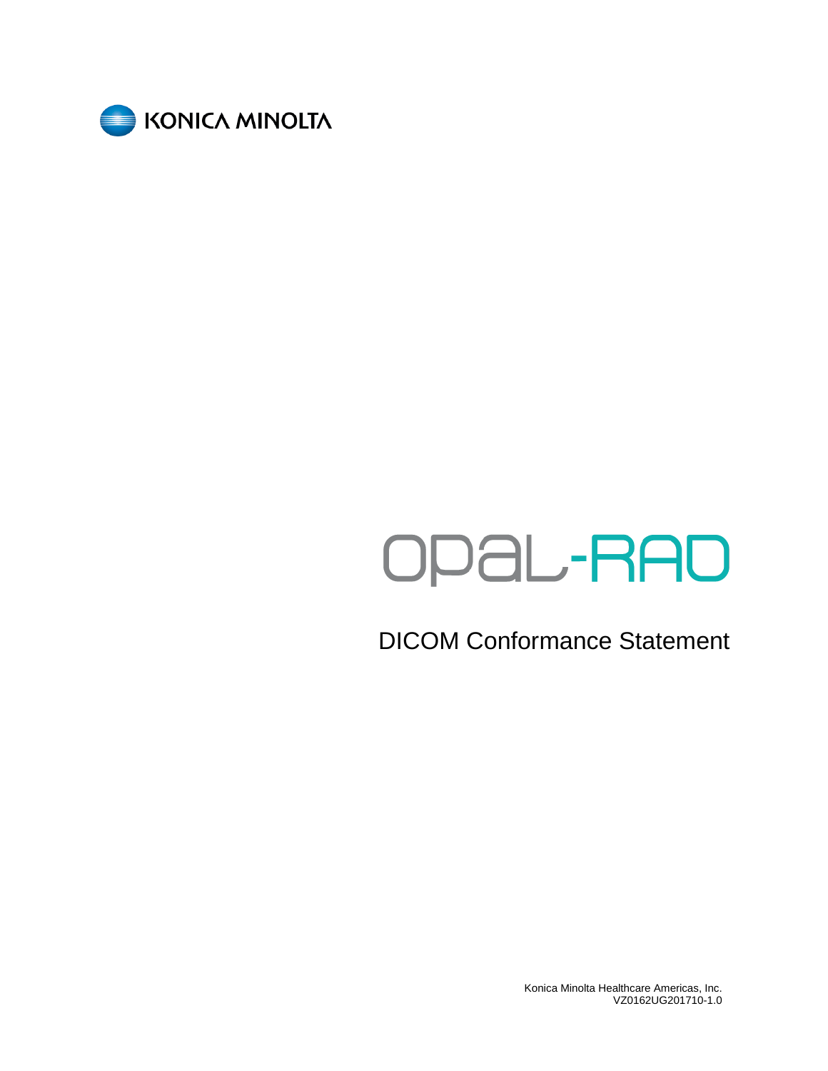KONICA MINOLTA

# OPAL-RAD

## DICOM Conformance Statement

Konica Minolta Healthcare Americas, Inc.
VZ0162UG201710-1.0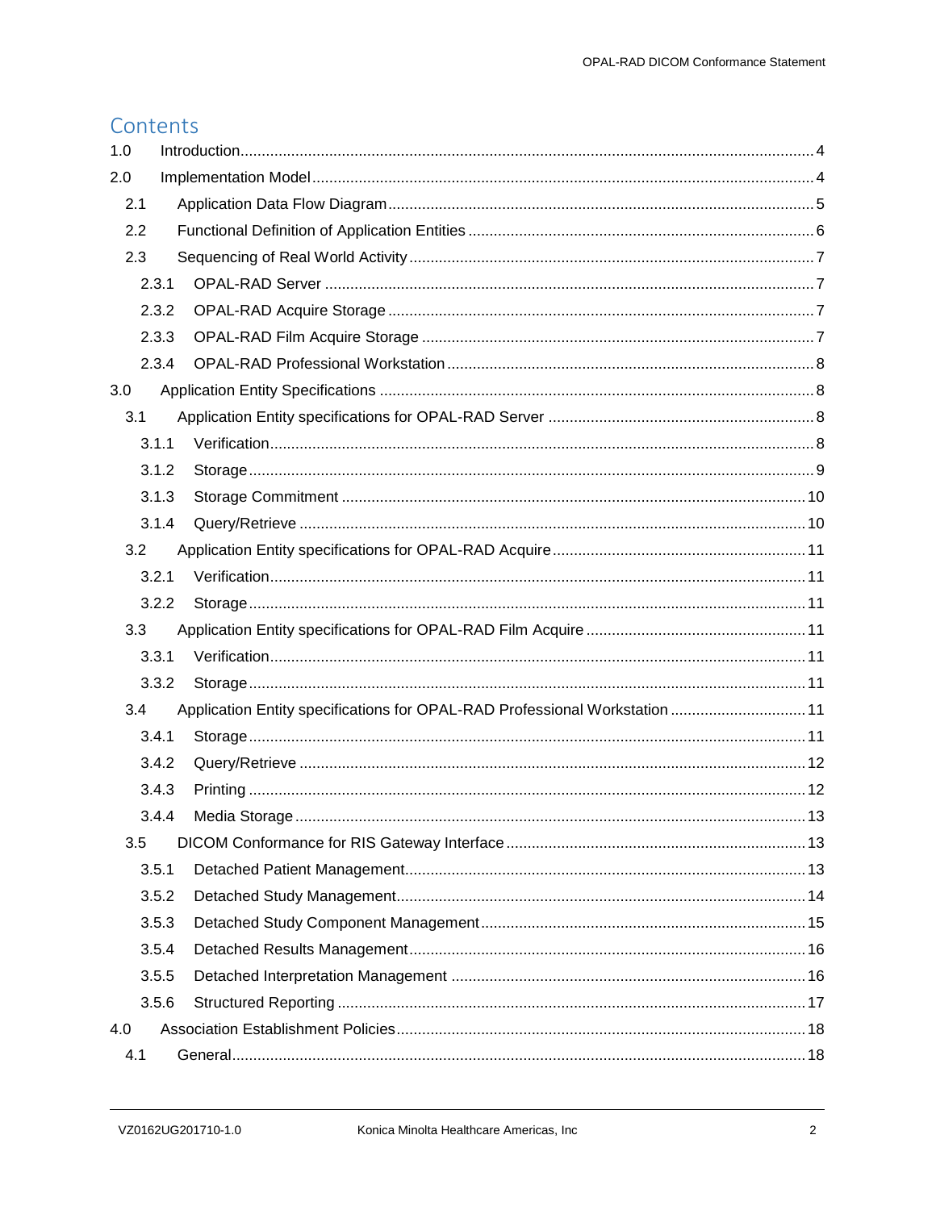# Contents

- 1.0 Introduction ..... 4
- 2.0 Implementation Model ..... 4
  - 2.1 Application Data Flow Diagram ..... 5
  - 2.2 Functional Definition of Application Entities ..... 6
  - 2.3 Sequencing of Real World Activity ..... 7
    - 2.3.1 OPAL-RAD Server ..... 7
    - 2.3.2 OPAL-RAD Acquire Storage ..... 7
    - 2.3.3 OPAL-RAD Film Acquire Storage ..... 7
    - 2.3.4 OPAL-RAD Professional Workstation ..... 8
- 3.0 Application Entity Specifications ..... 8
  - 3.1 Application Entity specifications for OPAL-RAD Server ..... 8
    - 3.1.1 Verification ..... 8
    - 3.1.2 Storage ..... 9
    - 3.1.3 Storage Commitment ..... 10
    - 3.1.4 Query/Retrieve ..... 10
  - 3.2 Application Entity specifications for OPAL-RAD Acquire ..... 11
    - 3.2.1 Verification ..... 11
    - 3.2.2 Storage ..... 11
  - 3.3 Application Entity specifications for OPAL-RAD Film Acquire ..... 11
    - 3.3.1 Verification ..... 11
    - 3.3.2 Storage ..... 11
  - 3.4 Application Entity specifications for OPAL-RAD Professional Workstation ..... 11
    - 3.4.1 Storage ..... 11
    - 3.4.2 Query/Retrieve ..... 12
    - 3.4.3 Printing ..... 12
    - 3.4.4 Media Storage ..... 13
  - 3.5 DICOM Conformance for RIS Gateway Interface ..... 13
    - 3.5.1 Detached Patient Management ..... 13
    - 3.5.2 Detached Study Management ..... 14
    - 3.5.3 Detached Study Component Management ..... 15
    - 3.5.4 Detached Results Management ..... 16
    - 3.5.5 Detached Interpretation Management ..... 16
    - 3.5.6 Structured Reporting ..... 17
- 4.0 Association Establishment Policies ..... 18
  - 4.1 General ..... 18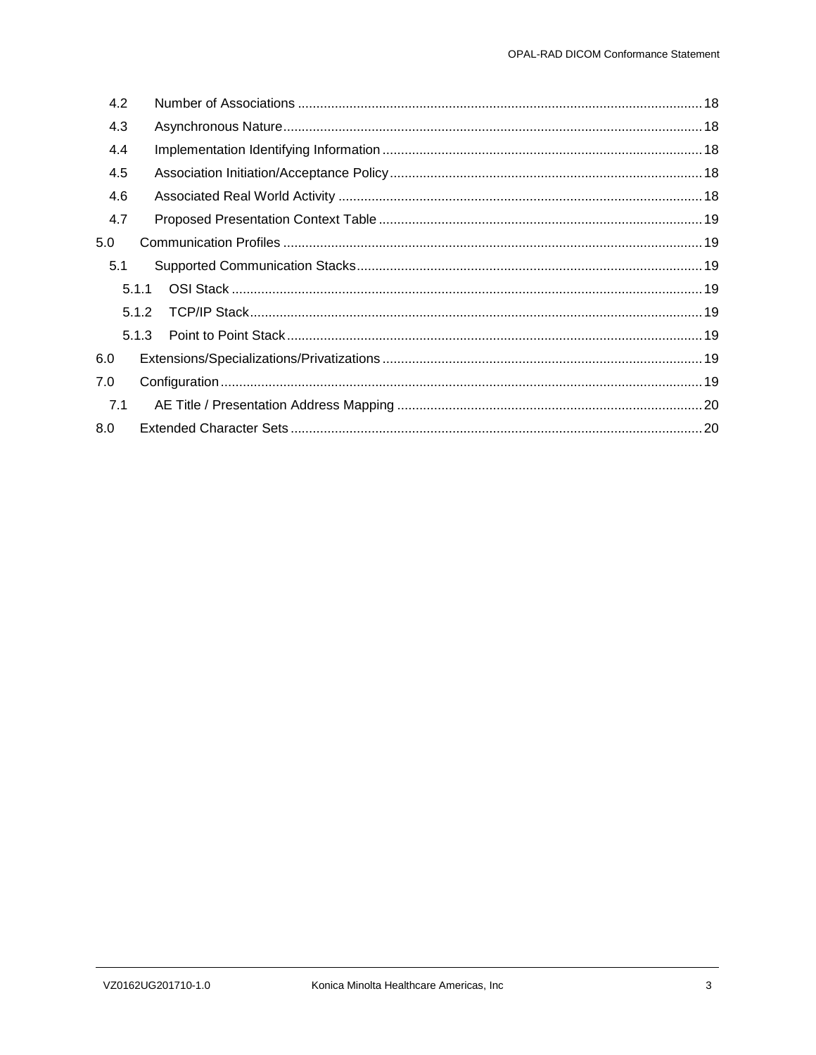4.2 Number of Associations ... 18
4.3 Asynchronous Nature ... 18
4.4 Implementation Identifying Information ... 18
4.5 Association Initiation/Acceptance Policy ... 18
4.6 Associated Real World Activity ... 18
4.7 Proposed Presentation Context Table ... 19

5.0 Communication Profiles ... 19

5.1 Supported Communication Stacks ... 19

5.1.1 OSI Stack ... 19

5.1.2 TCP/IP Stack ... 19

5.1.3 Point to Point Stack ... 19

6.0 Extensions/Specializations/Privatizations ... 19

7.0 Configuration ... 19

7.1 AE Title / Presentation Address Mapping ... 20

8.0 Extended Character Sets ... 20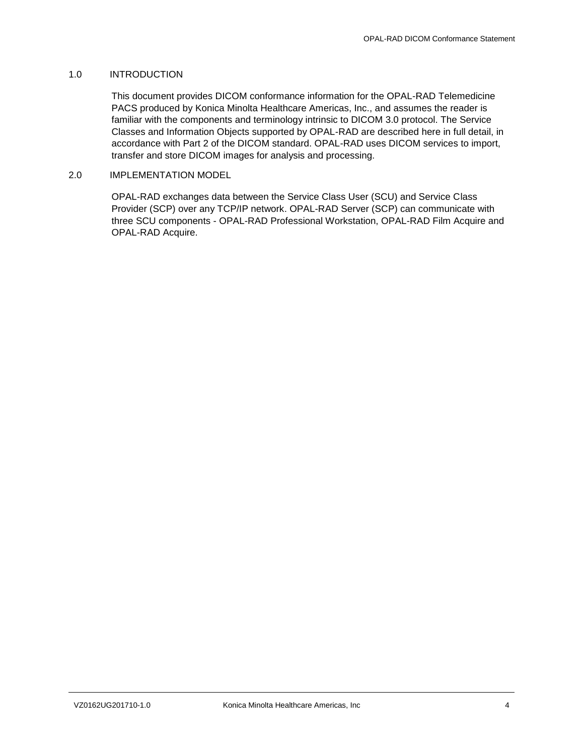## 1.0 INTRODUCTION

This document provides DICOM conformance information for the OPAL-RAD Telemedicine PACS produced by Konica Minolta Healthcare Americas, Inc., and assumes the reader is familiar with the components and terminology intrinsic to DICOM 3.0 protocol. The Service Classes and Information Objects supported by OPAL-RAD are described here in full detail, in accordance with Part 2 of the DICOM standard. OPAL-RAD uses DICOM services to import, transfer and store DICOM images for analysis and processing.

## 2.0 IMPLEMENTATION MODEL

OPAL-RAD exchanges data between the Service Class User (SCU) and Service Class Provider (SCP) over any TCP/IP network. OPAL-RAD Server (SCP) can communicate with three SCU components - OPAL-RAD Professional Workstation, OPAL-RAD Film Acquire and OPAL-RAD Acquire.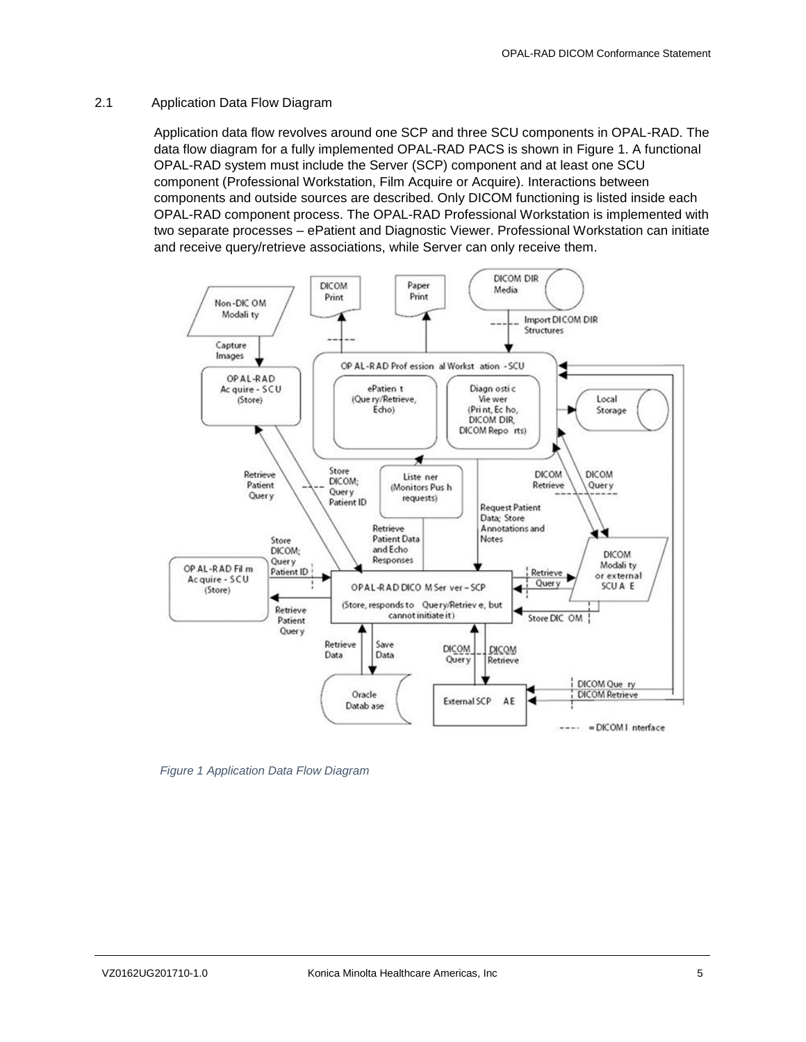## 2.1 Application Data Flow Diagram

Application data flow revolves around one SCP and three SCU components in OPAL-RAD. The data flow diagram for a fully implemented OPAL-RAD PACS is shown in Figure 1. A functional OPAL-RAD system must include the Server (SCP) component and at least one SCU component (Professional Workstation, Film Acquire or Acquire). Interactions between components and outside sources are described. Only DICOM functioning is listed inside each OPAL-RAD component process. The OPAL-RAD Professional Workstation is implemented with two separate processes – ePatient and Diagnostic Viewer. Professional Workstation can initiate and receive query/retrieve associations, while Server can only receive them.

*Figure 1 Application Data Flow Diagram*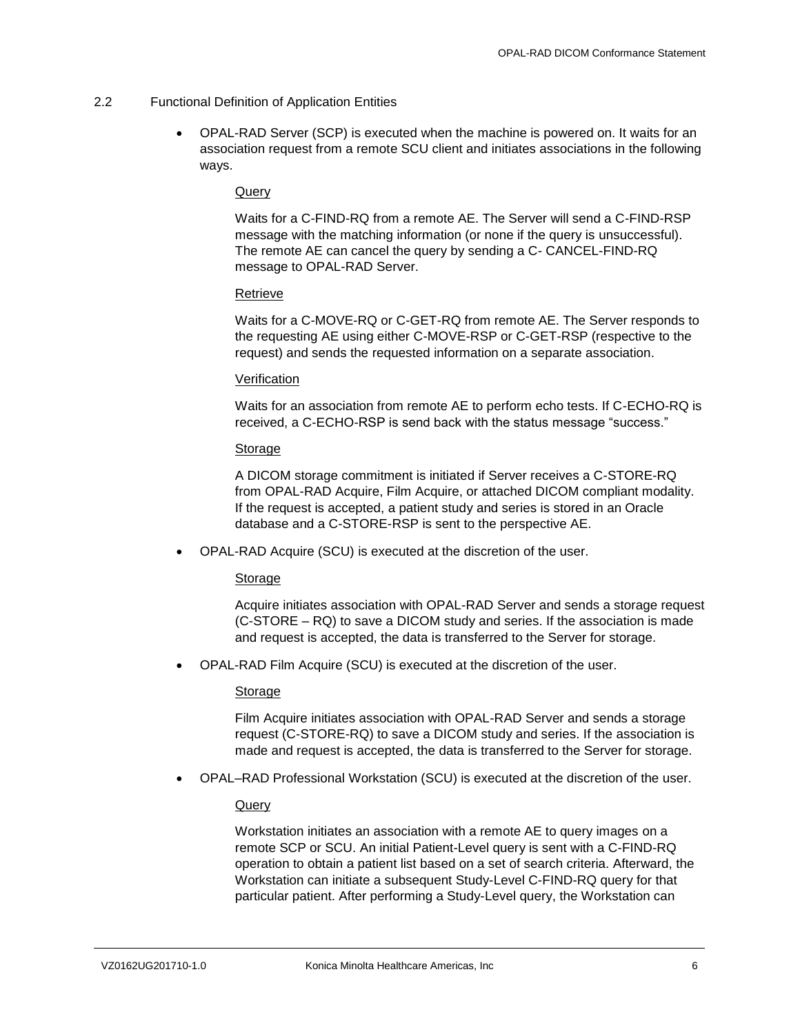## 2.2 Functional Definition of Application Entities

- OPAL-RAD Server (SCP) is executed when the machine is powered on. It waits for an association request from a remote SCU client and initiates associations in the following ways.

  Query

  Waits for a C-FIND-RQ from a remote AE. The Server will send a C-FIND-RSP message with the matching information (or none if the query is unsuccessful). The remote AE can cancel the query by sending a C- CANCEL-FIND-RQ message to OPAL-RAD Server.

  Retrieve

  Waits for a C-MOVE-RQ or C-GET-RQ from remote AE. The Server responds to the requesting AE using either C-MOVE-RSP or C-GET-RSP (respective to the request) and sends the requested information on a separate association.

  Verification

  Waits for an association from remote AE to perform echo tests. If C-ECHO-RQ is received, a C-ECHO-RSP is send back with the status message "success."

  Storage

  A DICOM storage commitment is initiated if Server receives a C-STORE-RQ from OPAL-RAD Acquire, Film Acquire, or attached DICOM compliant modality. If the request is accepted, a patient study and series is stored in an Oracle database and a C-STORE-RSP is sent to the perspective AE.

- OPAL-RAD Acquire (SCU) is executed at the discretion of the user.

  Storage

  Acquire initiates association with OPAL-RAD Server and sends a storage request (C-STORE – RQ) to save a DICOM study and series. If the association is made and request is accepted, the data is transferred to the Server for storage.

- OPAL-RAD Film Acquire (SCU) is executed at the discretion of the user.

  Storage

  Film Acquire initiates association with OPAL-RAD Server and sends a storage request (C-STORE-RQ) to save a DICOM study and series. If the association is made and request is accepted, the data is transferred to the Server for storage.

- OPAL–RAD Professional Workstation (SCU) is executed at the discretion of the user.

  Query

  Workstation initiates an association with a remote AE to query images on a remote SCP or SCU. An initial Patient-Level query is sent with a C-FIND-RQ operation to obtain a patient list based on a set of search criteria. Afterward, the Workstation can initiate a subsequent Study-Level C-FIND-RQ query for that particular patient. After performing a Study-Level query, the Workstation can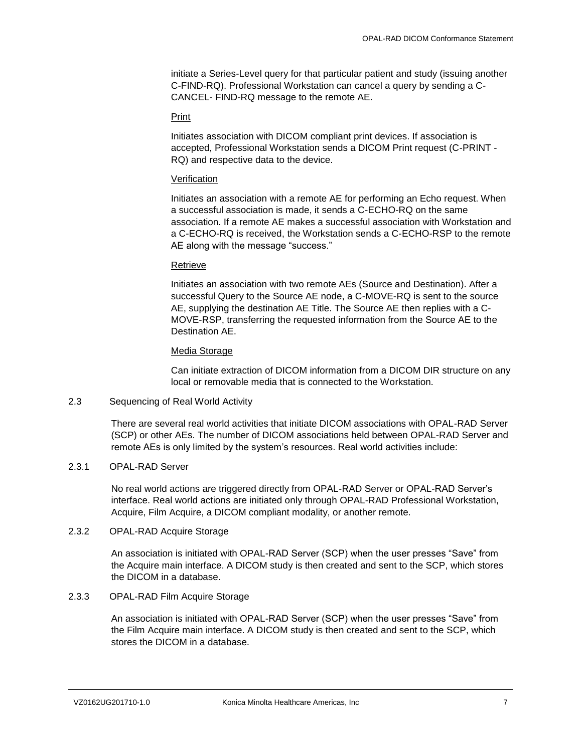initiate a Series-Level query for that particular patient and study (issuing another C-FIND-RQ). Professional Workstation can cancel a query by sending a C-CANCEL- FIND-RQ message to the remote AE.

<u>Print</u>

Initiates association with DICOM compliant print devices. If association is accepted, Professional Workstation sends a DICOM Print request (C-PRINT - RQ) and respective data to the device.

<u>Verification</u>

Initiates an association with a remote AE for performing an Echo request. When a successful association is made, it sends a C-ECHO-RQ on the same association. If a remote AE makes a successful association with Workstation and a C-ECHO-RQ is received, the Workstation sends a C-ECHO-RSP to the remote AE along with the message "success."

<u>Retrieve</u>

Initiates an association with two remote AEs (Source and Destination). After a successful Query to the Source AE node, a C-MOVE-RQ is sent to the source AE, supplying the destination AE Title. The Source AE then replies with a C-MOVE-RSP, transferring the requested information from the Source AE to the Destination AE.

<u>Media Storage</u>

Can initiate extraction of DICOM information from a DICOM DIR structure on any local or removable media that is connected to the Workstation.

## 2.3 Sequencing of Real World Activity

There are several real world activities that initiate DICOM associations with OPAL-RAD Server (SCP) or other AEs. The number of DICOM associations held between OPAL-RAD Server and remote AEs is only limited by the system's resources. Real world activities include:

### 2.3.1 OPAL-RAD Server

No real world actions are triggered directly from OPAL-RAD Server or OPAL-RAD Server's interface. Real world actions are initiated only through OPAL-RAD Professional Workstation, Acquire, Film Acquire, a DICOM compliant modality, or another remote.

### 2.3.2 OPAL-RAD Acquire Storage

An association is initiated with OPAL-RAD Server (SCP) when the user presses "Save" from the Acquire main interface. A DICOM study is then created and sent to the SCP, which stores the DICOM in a database.

### 2.3.3 OPAL-RAD Film Acquire Storage

An association is initiated with OPAL-RAD Server (SCP) when the user presses "Save" from the Film Acquire main interface. A DICOM study is then created and sent to the SCP, which stores the DICOM in a database.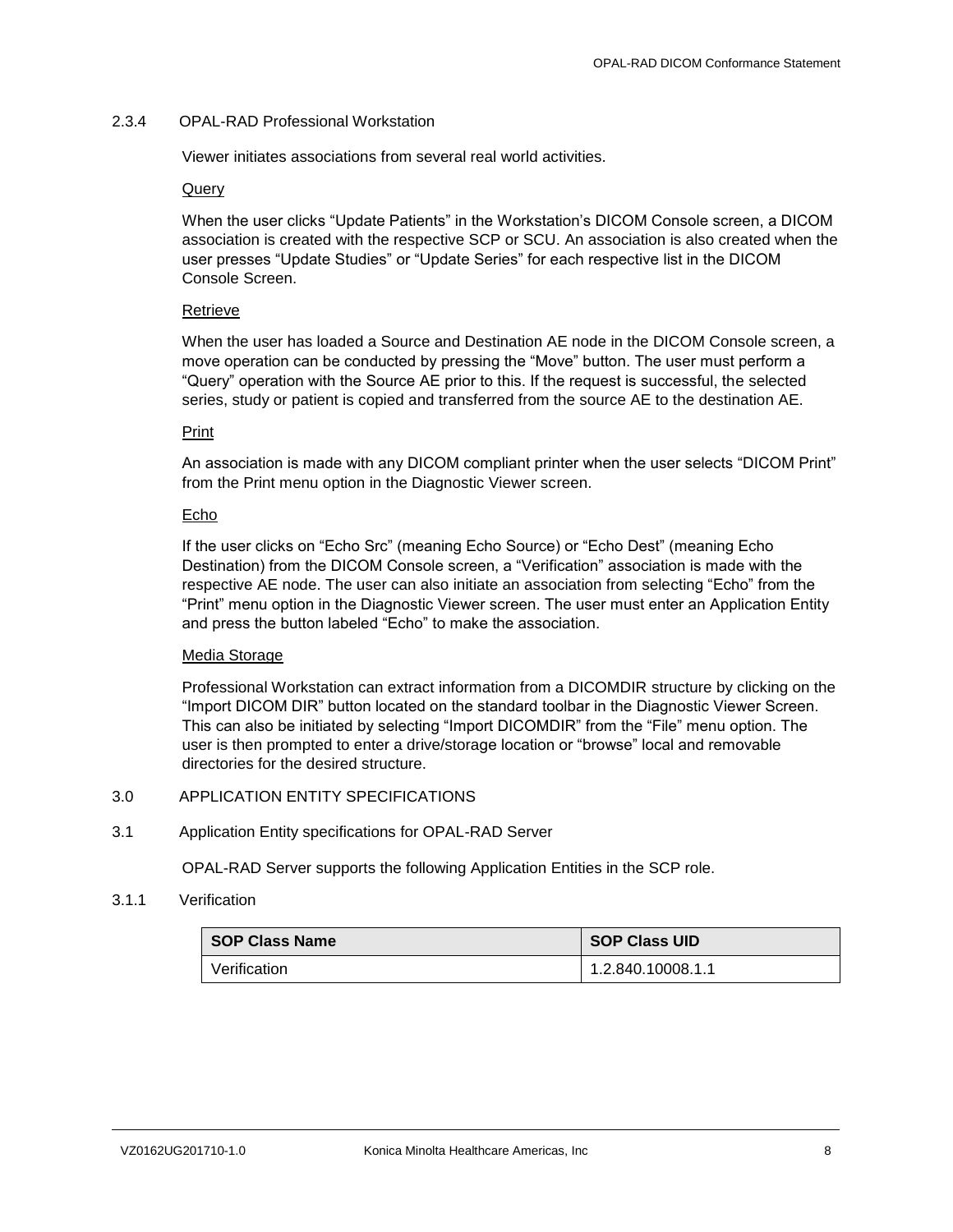### 2.3.4 OPAL-RAD Professional Workstation

Viewer initiates associations from several real world activities.

<u>Query</u>

When the user clicks “Update Patients” in the Workstation’s DICOM Console screen, a DICOM association is created with the respective SCP or SCU. An association is also created when the user presses “Update Studies” or “Update Series” for each respective list in the DICOM Console Screen.

<u>Retrieve</u>

When the user has loaded a Source and Destination AE node in the DICOM Console screen, a move operation can be conducted by pressing the “Move” button. The user must perform a “Query” operation with the Source AE prior to this. If the request is successful, the selected series, study or patient is copied and transferred from the source AE to the destination AE.

<u>Print</u>

An association is made with any DICOM compliant printer when the user selects “DICOM Print” from the Print menu option in the Diagnostic Viewer screen.

<u>Echo</u>

If the user clicks on “Echo Src” (meaning Echo Source) or “Echo Dest” (meaning Echo Destination) from the DICOM Console screen, a “Verification” association is made with the respective AE node. The user can also initiate an association from selecting “Echo” from the “Print” menu option in the Diagnostic Viewer screen. The user must enter an Application Entity and press the button labeled “Echo” to make the association.

<u>Media Storage</u>

Professional Workstation can extract information from a DICOMDIR structure by clicking on the “Import DICOM DIR” button located on the standard toolbar in the Diagnostic Viewer Screen. This can also be initiated by selecting “Import DICOMDIR” from the “File” menu option. The user is then prompted to enter a drive/storage location or “browse” local and removable directories for the desired structure.

# 3.0 APPLICATION ENTITY SPECIFICATIONS

## 3.1 Application Entity specifications for OPAL-RAD Server

OPAL-RAD Server supports the following Application Entities in the SCP role.

### 3.1.1 Verification

| SOP Class Name | SOP Class UID |
|---|---|
| Verification | 1.2.840.10008.1.1 |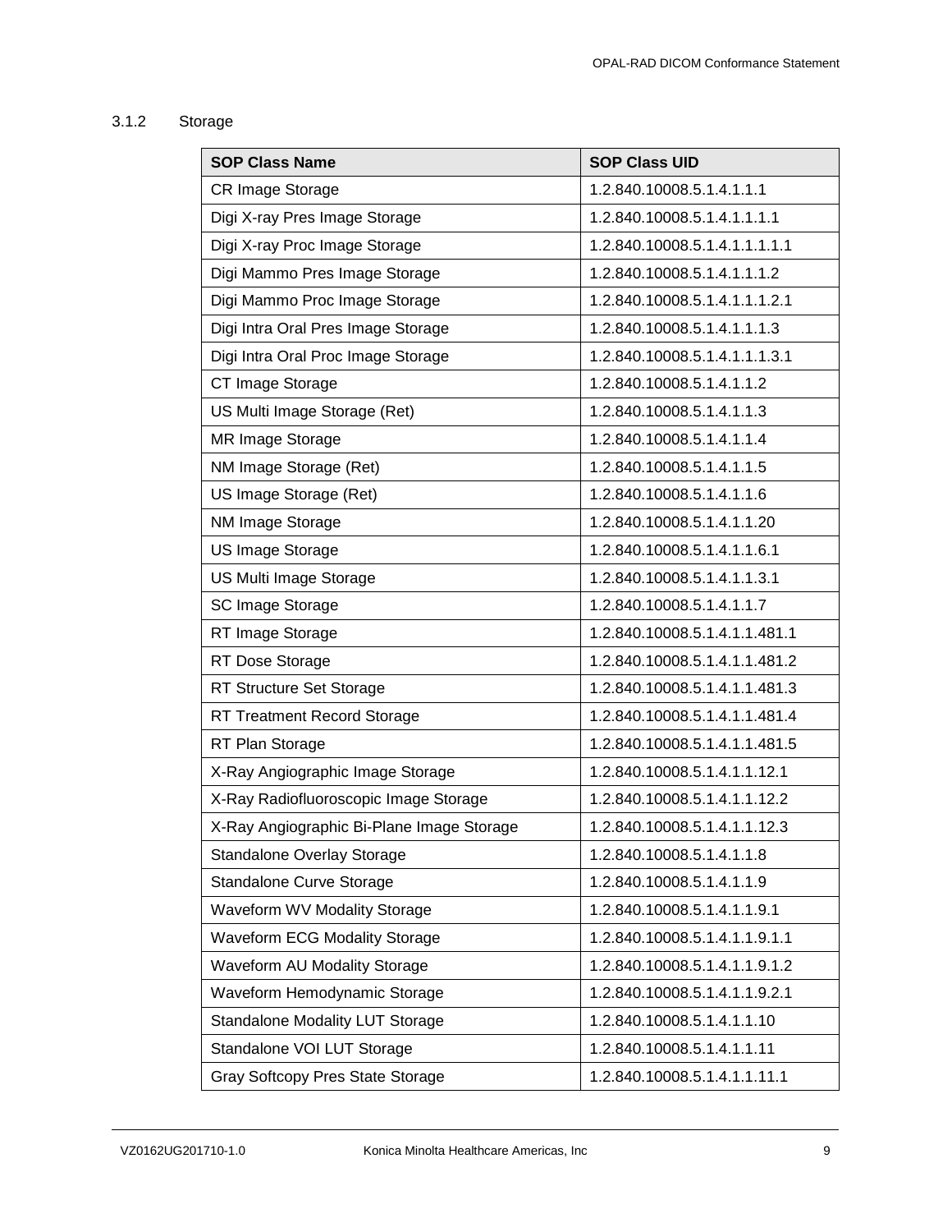### 3.1.2 Storage

| SOP Class Name | SOP Class UID |
|---|---|
| CR Image Storage | 1.2.840.10008.5.1.4.1.1.1 |
| Digi X-ray Pres Image Storage | 1.2.840.10008.5.1.4.1.1.1.1 |
| Digi X-ray Proc Image Storage | 1.2.840.10008.5.1.4.1.1.1.1.1 |
| Digi Mammo Pres Image Storage | 1.2.840.10008.5.1.4.1.1.1.2 |
| Digi Mammo Proc Image Storage | 1.2.840.10008.5.1.4.1.1.1.2.1 |
| Digi Intra Oral Pres Image Storage | 1.2.840.10008.5.1.4.1.1.1.3 |
| Digi Intra Oral Proc Image Storage | 1.2.840.10008.5.1.4.1.1.1.3.1 |
| CT Image Storage | 1.2.840.10008.5.1.4.1.1.2 |
| US Multi Image Storage (Ret) | 1.2.840.10008.5.1.4.1.1.3 |
| MR Image Storage | 1.2.840.10008.5.1.4.1.1.4 |
| NM Image Storage (Ret) | 1.2.840.10008.5.1.4.1.1.5 |
| US Image Storage (Ret) | 1.2.840.10008.5.1.4.1.1.6 |
| NM Image Storage | 1.2.840.10008.5.1.4.1.1.20 |
| US Image Storage | 1.2.840.10008.5.1.4.1.1.6.1 |
| US Multi Image Storage | 1.2.840.10008.5.1.4.1.1.3.1 |
| SC Image Storage | 1.2.840.10008.5.1.4.1.1.7 |
| RT Image Storage | 1.2.840.10008.5.1.4.1.1.481.1 |
| RT Dose Storage | 1.2.840.10008.5.1.4.1.1.481.2 |
| RT Structure Set Storage | 1.2.840.10008.5.1.4.1.1.481.3 |
| RT Treatment Record Storage | 1.2.840.10008.5.1.4.1.1.481.4 |
| RT Plan Storage | 1.2.840.10008.5.1.4.1.1.481.5 |
| X-Ray Angiographic Image Storage | 1.2.840.10008.5.1.4.1.1.12.1 |
| X-Ray Radiofluoroscopic Image Storage | 1.2.840.10008.5.1.4.1.1.12.2 |
| X-Ray Angiographic Bi-Plane Image Storage | 1.2.840.10008.5.1.4.1.1.12.3 |
| Standalone Overlay Storage | 1.2.840.10008.5.1.4.1.1.8 |
| Standalone Curve Storage | 1.2.840.10008.5.1.4.1.1.9 |
| Waveform WV Modality Storage | 1.2.840.10008.5.1.4.1.1.9.1 |
| Waveform ECG Modality Storage | 1.2.840.10008.5.1.4.1.1.9.1.1 |
| Waveform AU Modality Storage | 1.2.840.10008.5.1.4.1.1.9.1.2 |
| Waveform Hemodynamic Storage | 1.2.840.10008.5.1.4.1.1.9.2.1 |
| Standalone Modality LUT Storage | 1.2.840.10008.5.1.4.1.1.10 |
| Standalone VOI LUT Storage | 1.2.840.10008.5.1.4.1.1.11 |
| Gray Softcopy Pres State Storage | 1.2.840.10008.5.1.4.1.1.11.1 |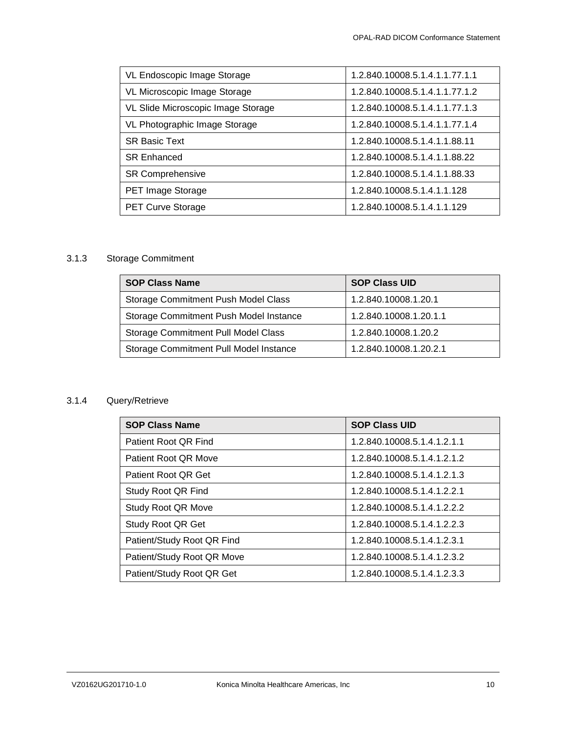| | |
|---|---|
| VL Endoscopic Image Storage | 1.2.840.10008.5.1.4.1.1.77.1.1 |
| VL Microscopic Image Storage | 1.2.840.10008.5.1.4.1.1.77.1.2 |
| VL Slide Microscopic Image Storage | 1.2.840.10008.5.1.4.1.1.77.1.3 |
| VL Photographic Image Storage | 1.2.840.10008.5.1.4.1.1.77.1.4 |
| SR Basic Text | 1.2.840.10008.5.1.4.1.1.88.11 |
| SR Enhanced | 1.2.840.10008.5.1.4.1.1.88.22 |
| SR Comprehensive | 1.2.840.10008.5.1.4.1.1.88.33 |
| PET Image Storage | 1.2.840.10008.5.1.4.1.1.128 |
| PET Curve Storage | 1.2.840.10008.5.1.4.1.1.129 |

### 3.1.3 Storage Commitment

| SOP Class Name | SOP Class UID |
|---|---|
| Storage Commitment Push Model Class | 1.2.840.10008.1.20.1 |
| Storage Commitment Push Model Instance | 1.2.840.10008.1.20.1.1 |
| Storage Commitment Pull Model Class | 1.2.840.10008.1.20.2 |
| Storage Commitment Pull Model Instance | 1.2.840.10008.1.20.2.1 |

### 3.1.4 Query/Retrieve

| SOP Class Name | SOP Class UID |
|---|---|
| Patient Root QR Find | 1.2.840.10008.5.1.4.1.2.1.1 |
| Patient Root QR Move | 1.2.840.10008.5.1.4.1.2.1.2 |
| Patient Root QR Get | 1.2.840.10008.5.1.4.1.2.1.3 |
| Study Root QR Find | 1.2.840.10008.5.1.4.1.2.2.1 |
| Study Root QR Move | 1.2.840.10008.5.1.4.1.2.2.2 |
| Study Root QR Get | 1.2.840.10008.5.1.4.1.2.2.3 |
| Patient/Study Root QR Find | 1.2.840.10008.5.1.4.1.2.3.1 |
| Patient/Study Root QR Move | 1.2.840.10008.5.1.4.1.2.3.2 |
| Patient/Study Root QR Get | 1.2.840.10008.5.1.4.1.2.3.3 |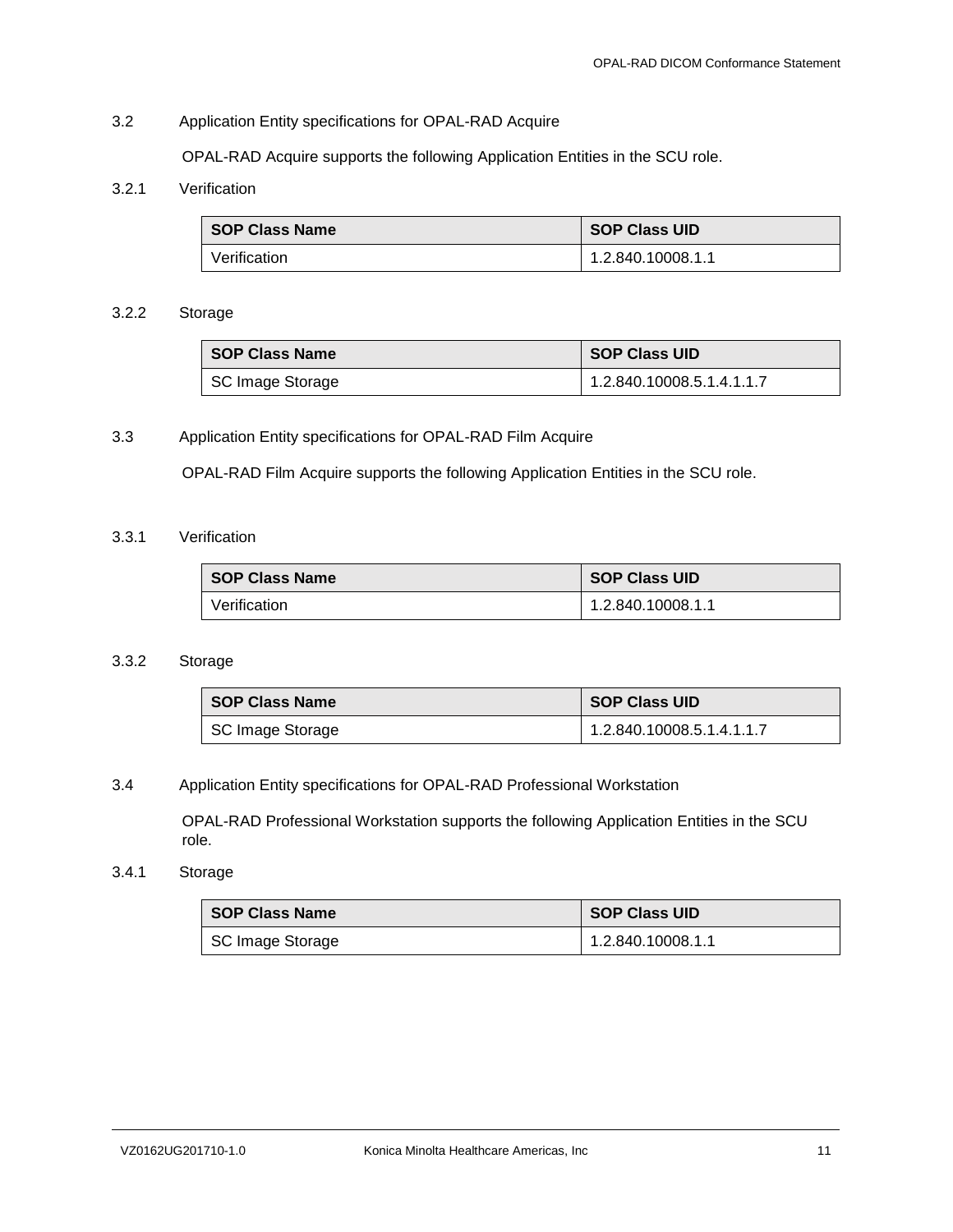## 3.2 Application Entity specifications for OPAL-RAD Acquire

OPAL-RAD Acquire supports the following Application Entities in the SCU role.

### 3.2.1 Verification

| SOP Class Name | SOP Class UID |
|---|---|
| Verification | 1.2.840.10008.1.1 |

### 3.2.2 Storage

| SOP Class Name | SOP Class UID |
|---|---|
| SC Image Storage | 1.2.840.10008.5.1.4.1.1.7 |

## 3.3 Application Entity specifications for OPAL-RAD Film Acquire

OPAL-RAD Film Acquire supports the following Application Entities in the SCU role.

### 3.3.1 Verification

| SOP Class Name | SOP Class UID |
|---|---|
| Verification | 1.2.840.10008.1.1 |

### 3.3.2 Storage

| SOP Class Name | SOP Class UID |
|---|---|
| SC Image Storage | 1.2.840.10008.5.1.4.1.1.7 |

## 3.4 Application Entity specifications for OPAL-RAD Professional Workstation

OPAL-RAD Professional Workstation supports the following Application Entities in the SCU role.

### 3.4.1 Storage

| SOP Class Name | SOP Class UID |
|---|---|
| SC Image Storage | 1.2.840.10008.1.1 |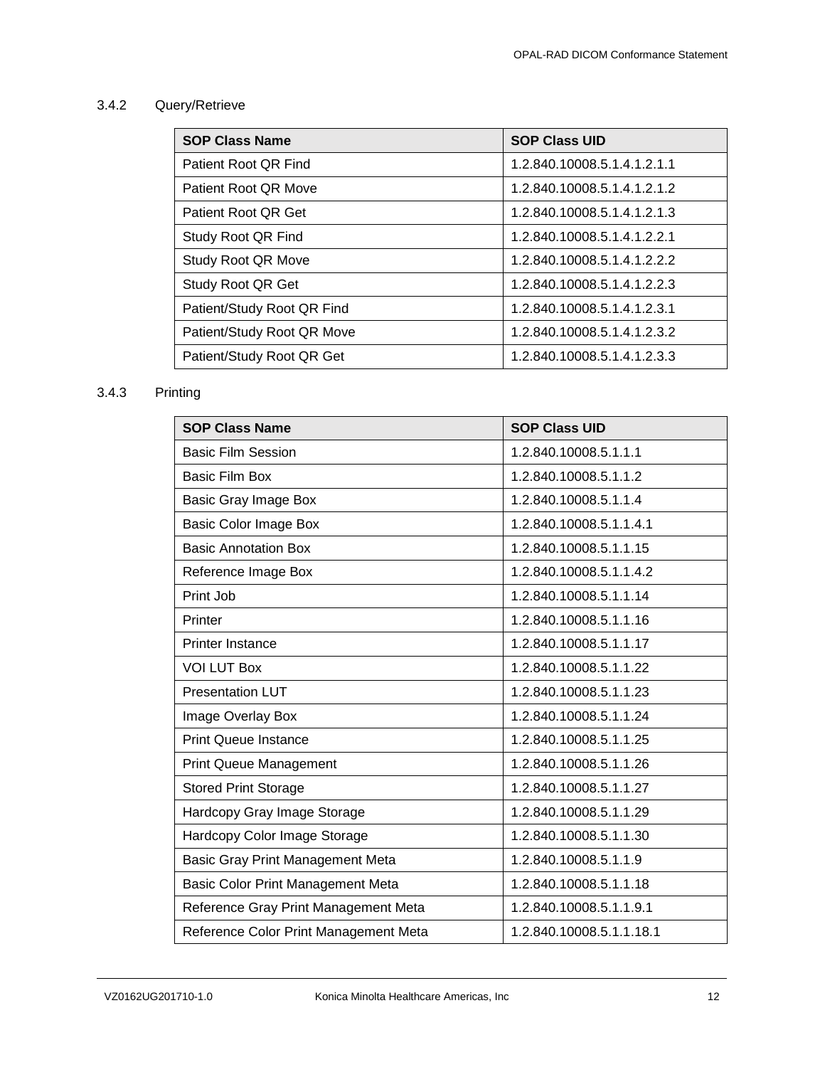### 3.4.2 Query/Retrieve

| SOP Class Name | SOP Class UID |
|---|---|
| Patient Root QR Find | 1.2.840.10008.5.1.4.1.2.1.1 |
| Patient Root QR Move | 1.2.840.10008.5.1.4.1.2.1.2 |
| Patient Root QR Get | 1.2.840.10008.5.1.4.1.2.1.3 |
| Study Root QR Find | 1.2.840.10008.5.1.4.1.2.2.1 |
| Study Root QR Move | 1.2.840.10008.5.1.4.1.2.2.2 |
| Study Root QR Get | 1.2.840.10008.5.1.4.1.2.2.3 |
| Patient/Study Root QR Find | 1.2.840.10008.5.1.4.1.2.3.1 |
| Patient/Study Root QR Move | 1.2.840.10008.5.1.4.1.2.3.2 |
| Patient/Study Root QR Get | 1.2.840.10008.5.1.4.1.2.3.3 |

### 3.4.3 Printing

| SOP Class Name | SOP Class UID |
|---|---|
| Basic Film Session | 1.2.840.10008.5.1.1.1 |
| Basic Film Box | 1.2.840.10008.5.1.1.2 |
| Basic Gray Image Box | 1.2.840.10008.5.1.1.4 |
| Basic Color Image Box | 1.2.840.10008.5.1.1.4.1 |
| Basic Annotation Box | 1.2.840.10008.5.1.1.15 |
| Reference Image Box | 1.2.840.10008.5.1.1.4.2 |
| Print Job | 1.2.840.10008.5.1.1.14 |
| Printer | 1.2.840.10008.5.1.1.16 |
| Printer Instance | 1.2.840.10008.5.1.1.17 |
| VOI LUT Box | 1.2.840.10008.5.1.1.22 |
| Presentation LUT | 1.2.840.10008.5.1.1.23 |
| Image Overlay Box | 1.2.840.10008.5.1.1.24 |
| Print Queue Instance | 1.2.840.10008.5.1.1.25 |
| Print Queue Management | 1.2.840.10008.5.1.1.26 |
| Stored Print Storage | 1.2.840.10008.5.1.1.27 |
| Hardcopy Gray Image Storage | 1.2.840.10008.5.1.1.29 |
| Hardcopy Color Image Storage | 1.2.840.10008.5.1.1.30 |
| Basic Gray Print Management Meta | 1.2.840.10008.5.1.1.9 |
| Basic Color Print Management Meta | 1.2.840.10008.5.1.1.18 |
| Reference Gray Print Management Meta | 1.2.840.10008.5.1.1.9.1 |
| Reference Color Print Management Meta | 1.2.840.10008.5.1.1.18.1 |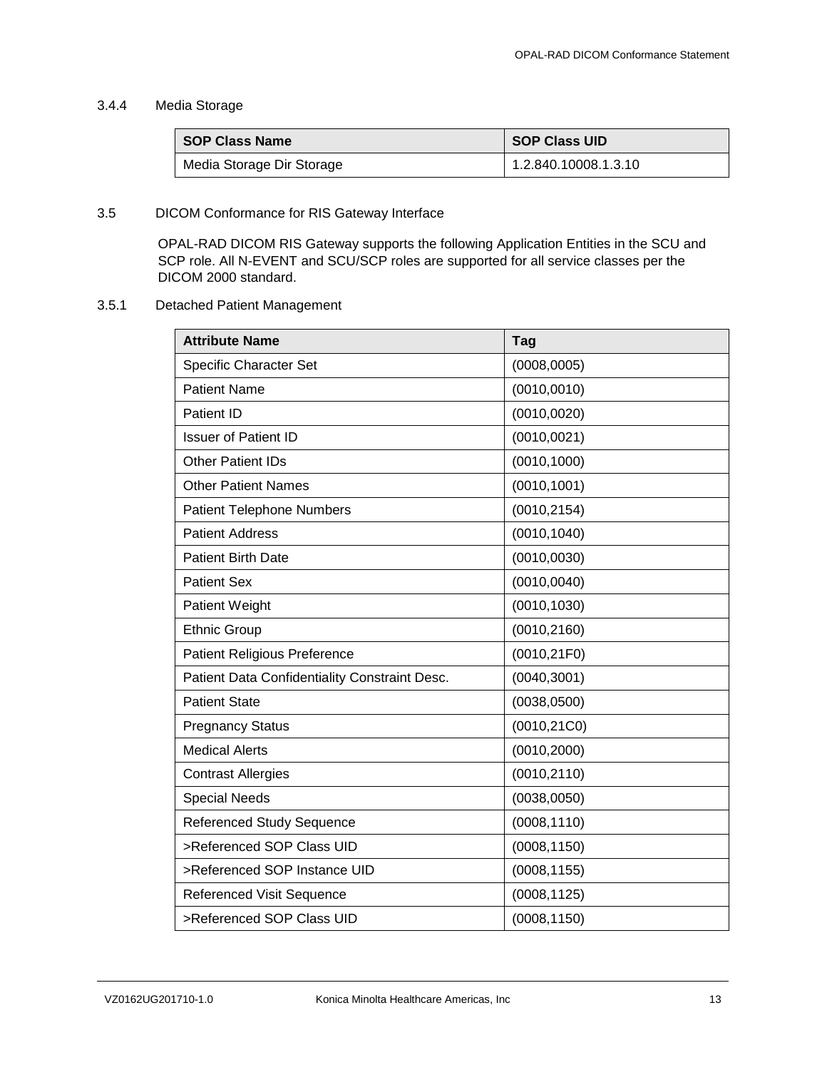### 3.4.4 Media Storage

| SOP Class Name | SOP Class UID |
| --- | --- |
| Media Storage Dir Storage | 1.2.840.10008.1.3.10 |

## 3.5 DICOM Conformance for RIS Gateway Interface

OPAL-RAD DICOM RIS Gateway supports the following Application Entities in the SCU and SCP role. All N-EVENT and SCU/SCP roles are supported for all service classes per the DICOM 2000 standard.

### 3.5.1 Detached Patient Management

| Attribute Name | Tag |
| --- | --- |
| Specific Character Set | (0008,0005) |
| Patient Name | (0010,0010) |
| Patient ID | (0010,0020) |
| Issuer of Patient ID | (0010,0021) |
| Other Patient IDs | (0010,1000) |
| Other Patient Names | (0010,1001) |
| Patient Telephone Numbers | (0010,2154) |
| Patient Address | (0010,1040) |
| Patient Birth Date | (0010,0030) |
| Patient Sex | (0010,0040) |
| Patient Weight | (0010,1030) |
| Ethnic Group | (0010,2160) |
| Patient Religious Preference | (0010,21F0) |
| Patient Data Confidentiality Constraint Desc. | (0040,3001) |
| Patient State | (0038,0500) |
| Pregnancy Status | (0010,21C0) |
| Medical Alerts | (0010,2000) |
| Contrast Allergies | (0010,2110) |
| Special Needs | (0038,0050) |
| Referenced Study Sequence | (0008,1110) |
| >Referenced SOP Class UID | (0008,1150) |
| >Referenced SOP Instance UID | (0008,1155) |
| Referenced Visit Sequence | (0008,1125) |
| >Referenced SOP Class UID | (0008,1150) |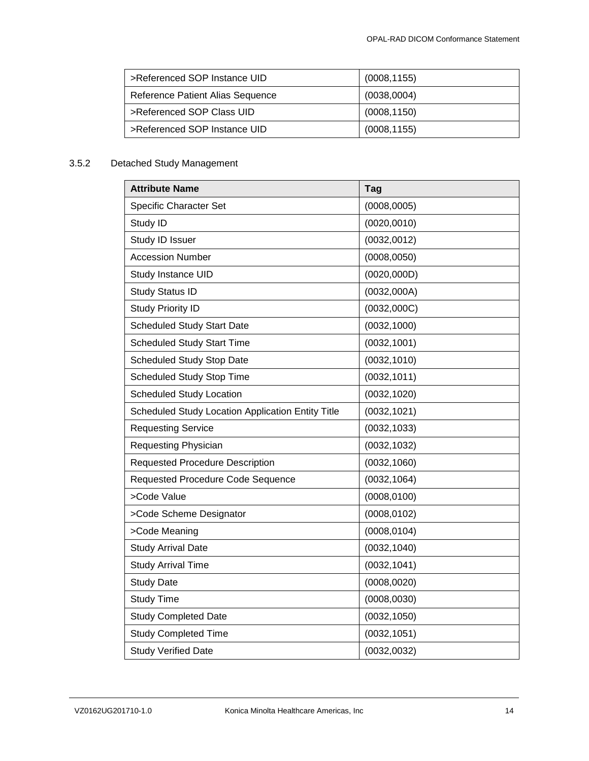| >Referenced SOP Instance UID | (0008,1155) |
| --- | --- |
| Reference Patient Alias Sequence | (0038,0004) |
| >Referenced SOP Class UID | (0008,1150) |
| >Referenced SOP Instance UID | (0008,1155) |

### 3.5.2 Detached Study Management

| Attribute Name | Tag |
| --- | --- |
| Specific Character Set | (0008,0005) |
| Study ID | (0020,0010) |
| Study ID Issuer | (0032,0012) |
| Accession Number | (0008,0050) |
| Study Instance UID | (0020,000D) |
| Study Status ID | (0032,000A) |
| Study Priority ID | (0032,000C) |
| Scheduled Study Start Date | (0032,1000) |
| Scheduled Study Start Time | (0032,1001) |
| Scheduled Study Stop Date | (0032,1010) |
| Scheduled Study Stop Time | (0032,1011) |
| Scheduled Study Location | (0032,1020) |
| Scheduled Study Location Application Entity Title | (0032,1021) |
| Requesting Service | (0032,1033) |
| Requesting Physician | (0032,1032) |
| Requested Procedure Description | (0032,1060) |
| Requested Procedure Code Sequence | (0032,1064) |
| >Code Value | (0008,0100) |
| >Code Scheme Designator | (0008,0102) |
| >Code Meaning | (0008,0104) |
| Study Arrival Date | (0032,1040) |
| Study Arrival Time | (0032,1041) |
| Study Date | (0008,0020) |
| Study Time | (0008,0030) |
| Study Completed Date | (0032,1050) |
| Study Completed Time | (0032,1051) |
| Study Verified Date | (0032,0032) |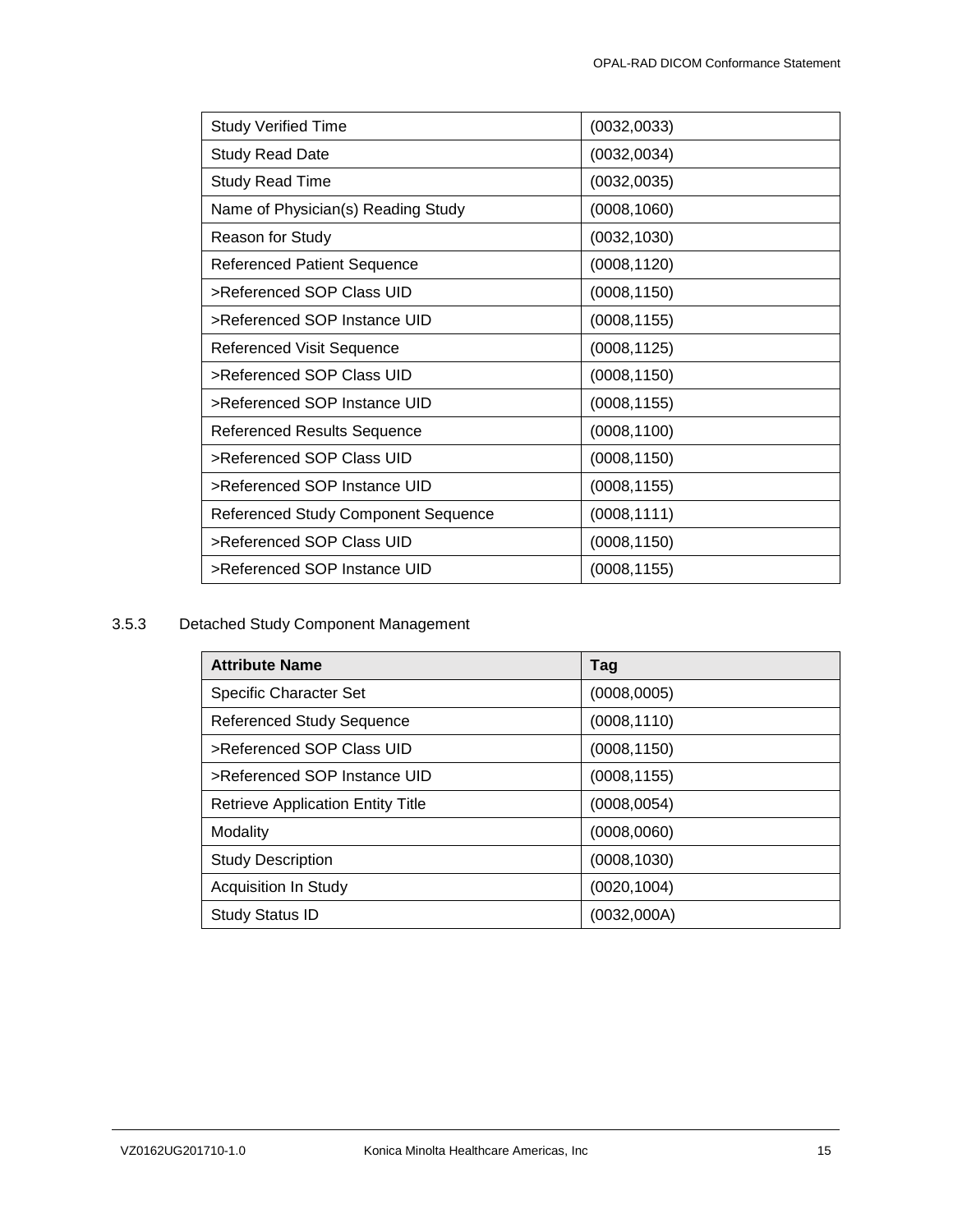| Study Verified Time | (0032,0033) |
|---|---|
| Study Read Date | (0032,0034) |
| Study Read Time | (0032,0035) |
| Name of Physician(s) Reading Study | (0008,1060) |
| Reason for Study | (0032,1030) |
| Referenced Patient Sequence | (0008,1120) |
| >Referenced SOP Class UID | (0008,1150) |
| >Referenced SOP Instance UID | (0008,1155) |
| Referenced Visit Sequence | (0008,1125) |
| >Referenced SOP Class UID | (0008,1150) |
| >Referenced SOP Instance UID | (0008,1155) |
| Referenced Results Sequence | (0008,1100) |
| >Referenced SOP Class UID | (0008,1150) |
| >Referenced SOP Instance UID | (0008,1155) |
| Referenced Study Component Sequence | (0008,1111) |
| >Referenced SOP Class UID | (0008,1150) |
| >Referenced SOP Instance UID | (0008,1155) |

### 3.5.3 Detached Study Component Management

| Attribute Name | Tag |
|---|---|
| Specific Character Set | (0008,0005) |
| Referenced Study Sequence | (0008,1110) |
| >Referenced SOP Class UID | (0008,1150) |
| >Referenced SOP Instance UID | (0008,1155) |
| Retrieve Application Entity Title | (0008,0054) |
| Modality | (0008,0060) |
| Study Description | (0008,1030) |
| Acquisition In Study | (0020,1004) |
| Study Status ID | (0032,000A) |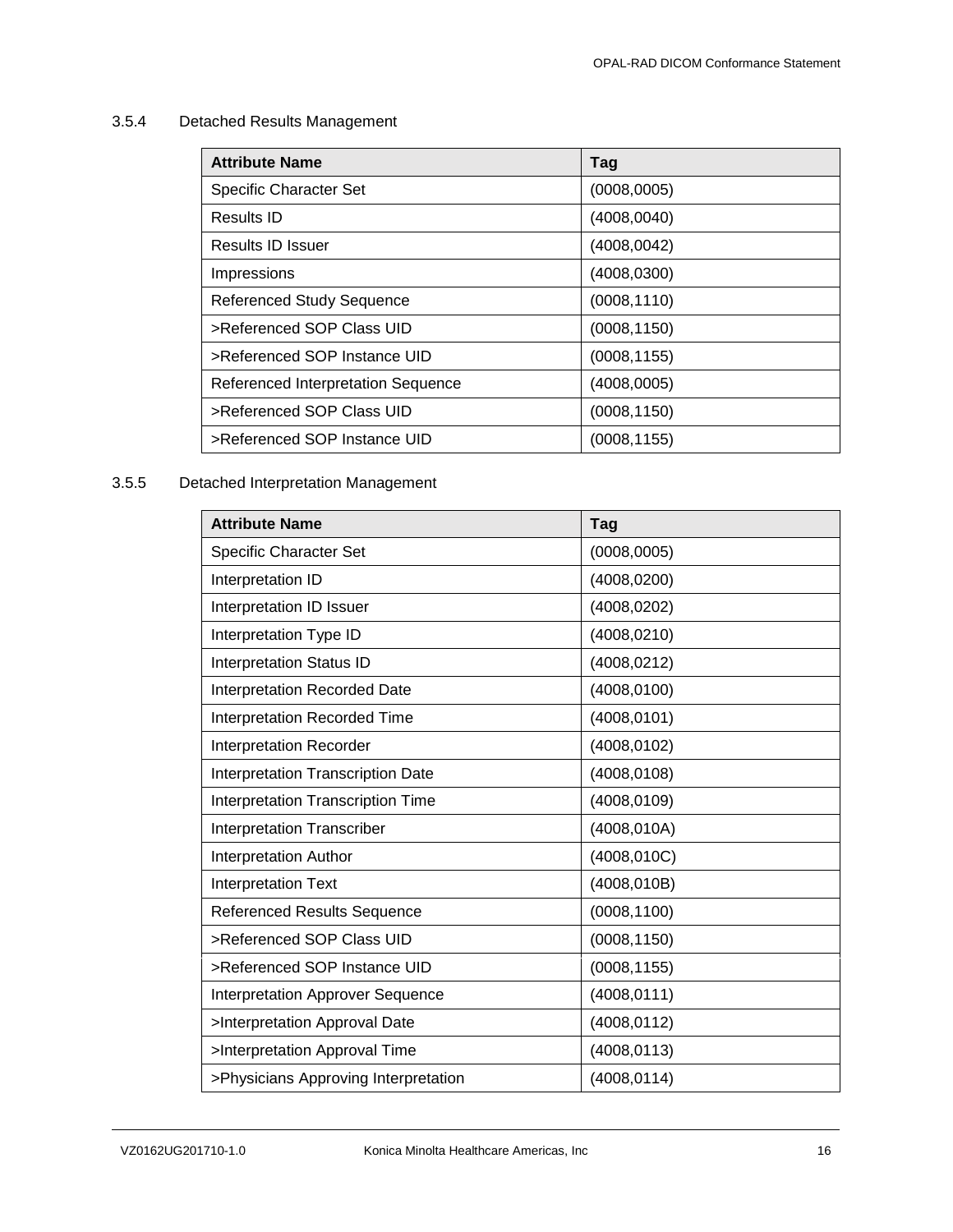### 3.5.4 Detached Results Management

| Attribute Name | Tag |
|---|---|
| Specific Character Set | (0008,0005) |
| Results ID | (4008,0040) |
| Results ID Issuer | (4008,0042) |
| Impressions | (4008,0300) |
| Referenced Study Sequence | (0008,1110) |
| >Referenced SOP Class UID | (0008,1150) |
| >Referenced SOP Instance UID | (0008,1155) |
| Referenced Interpretation Sequence | (4008,0005) |
| >Referenced SOP Class UID | (0008,1150) |
| >Referenced SOP Instance UID | (0008,1155) |

### 3.5.5 Detached Interpretation Management

| Attribute Name | Tag |
|---|---|
| Specific Character Set | (0008,0005) |
| Interpretation ID | (4008,0200) |
| Interpretation ID Issuer | (4008,0202) |
| Interpretation Type ID | (4008,0210) |
| Interpretation Status ID | (4008,0212) |
| Interpretation Recorded Date | (4008,0100) |
| Interpretation Recorded Time | (4008,0101) |
| Interpretation Recorder | (4008,0102) |
| Interpretation Transcription Date | (4008,0108) |
| Interpretation Transcription Time | (4008,0109) |
| Interpretation Transcriber | (4008,010A) |
| Interpretation Author | (4008,010C) |
| Interpretation Text | (4008,010B) |
| Referenced Results Sequence | (0008,1100) |
| >Referenced SOP Class UID | (0008,1150) |
| >Referenced SOP Instance UID | (0008,1155) |
| Interpretation Approver Sequence | (4008,0111) |
| >Interpretation Approval Date | (4008,0112) |
| >Interpretation Approval Time | (4008,0113) |
| >Physicians Approving Interpretation | (4008,0114) |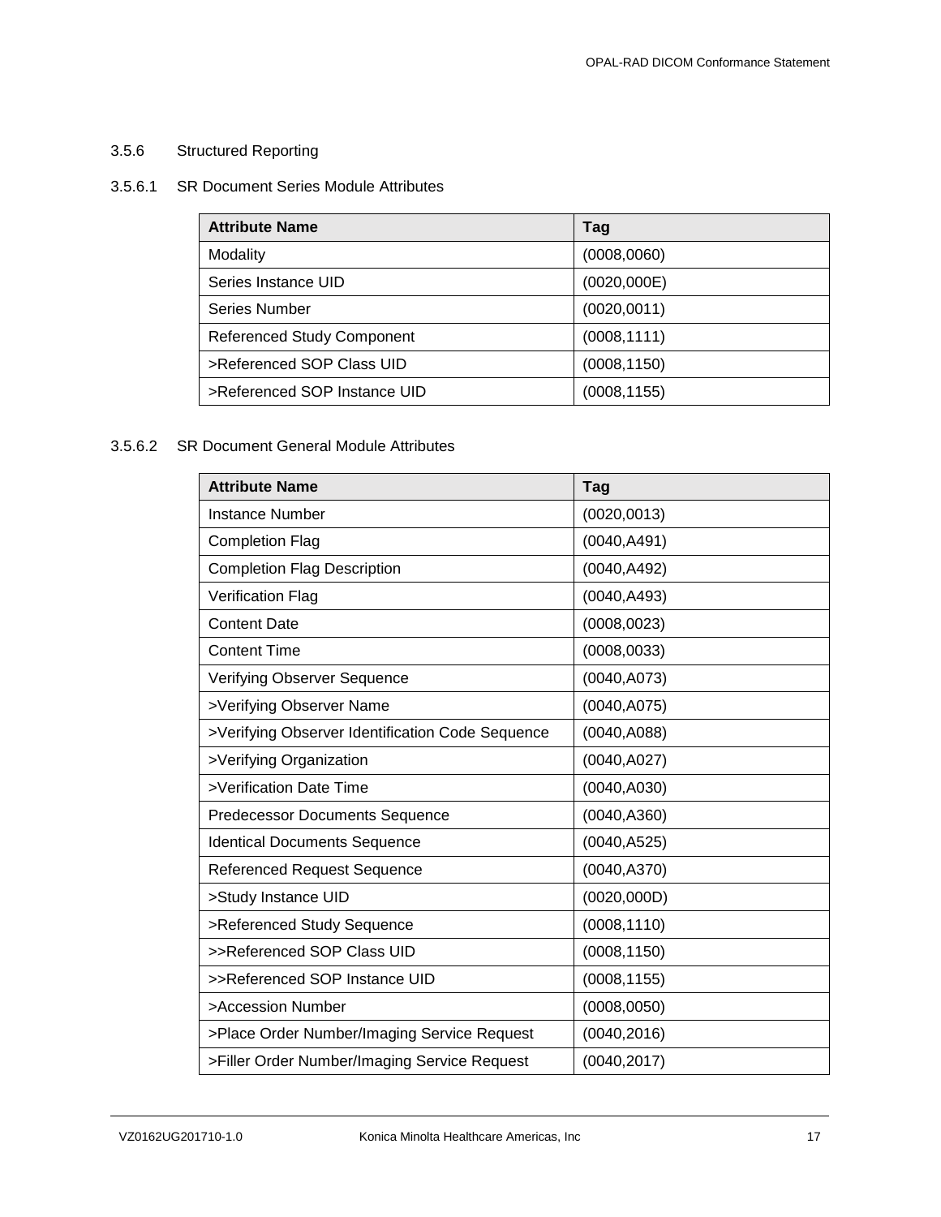### 3.5.6 Structured Reporting

#### 3.5.6.1 SR Document Series Module Attributes

| Attribute Name | Tag |
|---|---|
| Modality | (0008,0060) |
| Series Instance UID | (0020,000E) |
| Series Number | (0020,0011) |
| Referenced Study Component | (0008,1111) |
| >Referenced SOP Class UID | (0008,1150) |
| >Referenced SOP Instance UID | (0008,1155) |

#### 3.5.6.2 SR Document General Module Attributes

| Attribute Name | Tag |
|---|---|
| Instance Number | (0020,0013) |
| Completion Flag | (0040,A491) |
| Completion Flag Description | (0040,A492) |
| Verification Flag | (0040,A493) |
| Content Date | (0008,0023) |
| Content Time | (0008,0033) |
| Verifying Observer Sequence | (0040,A073) |
| >Verifying Observer Name | (0040,A075) |
| >Verifying Observer Identification Code Sequence | (0040,A088) |
| >Verifying Organization | (0040,A027) |
| >Verification Date Time | (0040,A030) |
| Predecessor Documents Sequence | (0040,A360) |
| Identical Documents Sequence | (0040,A525) |
| Referenced Request Sequence | (0040,A370) |
| >Study Instance UID | (0020,000D) |
| >Referenced Study Sequence | (0008,1110) |
| >>Referenced SOP Class UID | (0008,1150) |
| >>Referenced SOP Instance UID | (0008,1155) |
| >Accession Number | (0008,0050) |
| >Place Order Number/Imaging Service Request | (0040,2016) |
| >Filler Order Number/Imaging Service Request | (0040,2017) |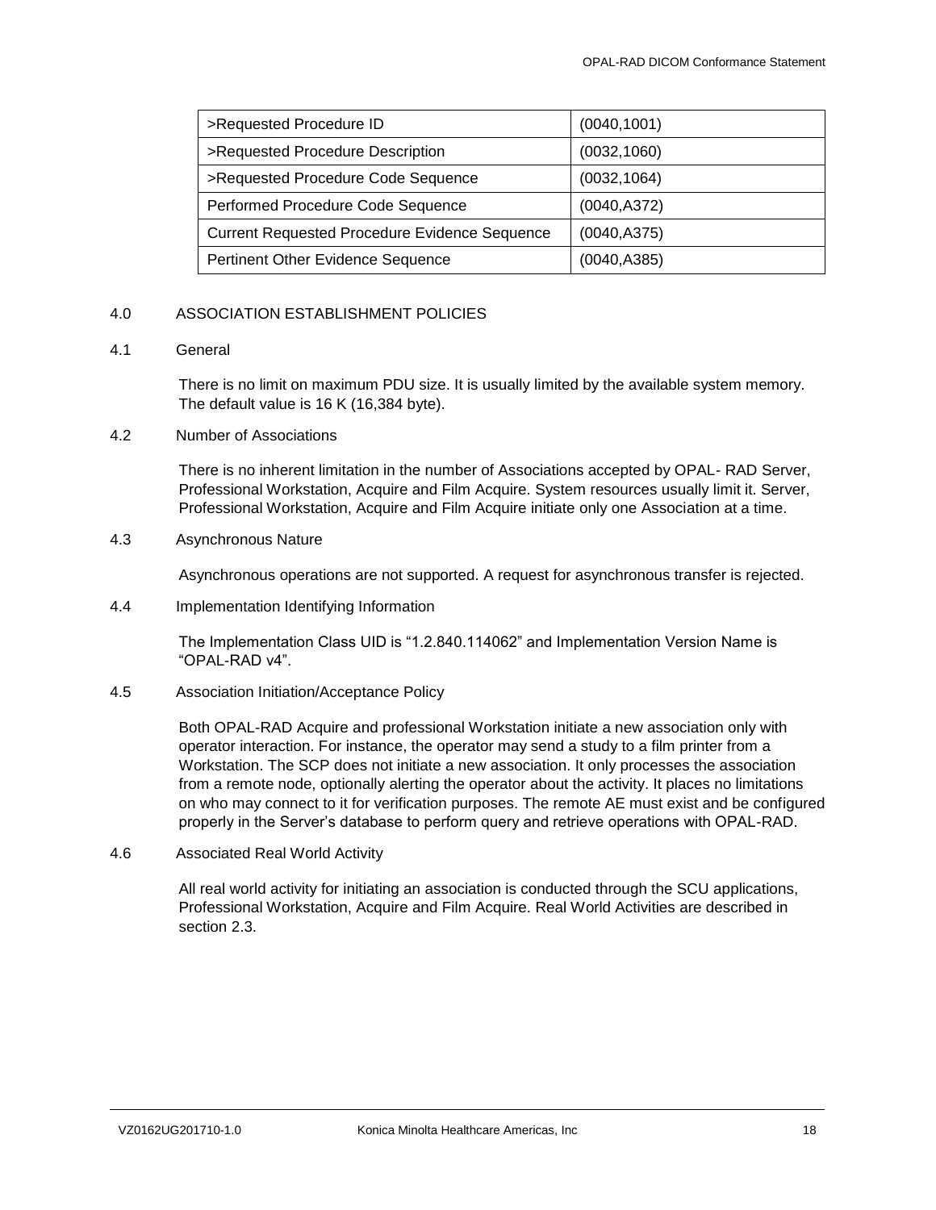| >Requested Procedure ID | (0040,1001) |
|---|---|
| >Requested Procedure Description | (0032,1060) |
| >Requested Procedure Code Sequence | (0032,1064) |
| Performed Procedure Code Sequence | (0040,A372) |
| Current Requested Procedure Evidence Sequence | (0040,A375) |
| Pertinent Other Evidence Sequence | (0040,A385) |

## 4.0 ASSOCIATION ESTABLISHMENT POLICIES

### 4.1 General

There is no limit on maximum PDU size. It is usually limited by the available system memory. The default value is 16 K (16,384 byte).

### 4.2 Number of Associations

There is no inherent limitation in the number of Associations accepted by OPAL- RAD Server, Professional Workstation, Acquire and Film Acquire. System resources usually limit it. Server, Professional Workstation, Acquire and Film Acquire initiate only one Association at a time.

### 4.3 Asynchronous Nature

Asynchronous operations are not supported. A request for asynchronous transfer is rejected.

### 4.4 Implementation Identifying Information

The Implementation Class UID is “1.2.840.114062” and Implementation Version Name is “OPAL-RAD v4”.

### 4.5 Association Initiation/Acceptance Policy

Both OPAL-RAD Acquire and professional Workstation initiate a new association only with operator interaction. For instance, the operator may send a study to a film printer from a Workstation. The SCP does not initiate a new association. It only processes the association from a remote node, optionally alerting the operator about the activity. It places no limitations on who may connect to it for verification purposes. The remote AE must exist and be configured properly in the Server’s database to perform query and retrieve operations with OPAL-RAD.

### 4.6 Associated Real World Activity

All real world activity for initiating an association is conducted through the SCU applications, Professional Workstation, Acquire and Film Acquire. Real World Activities are described in section 2.3.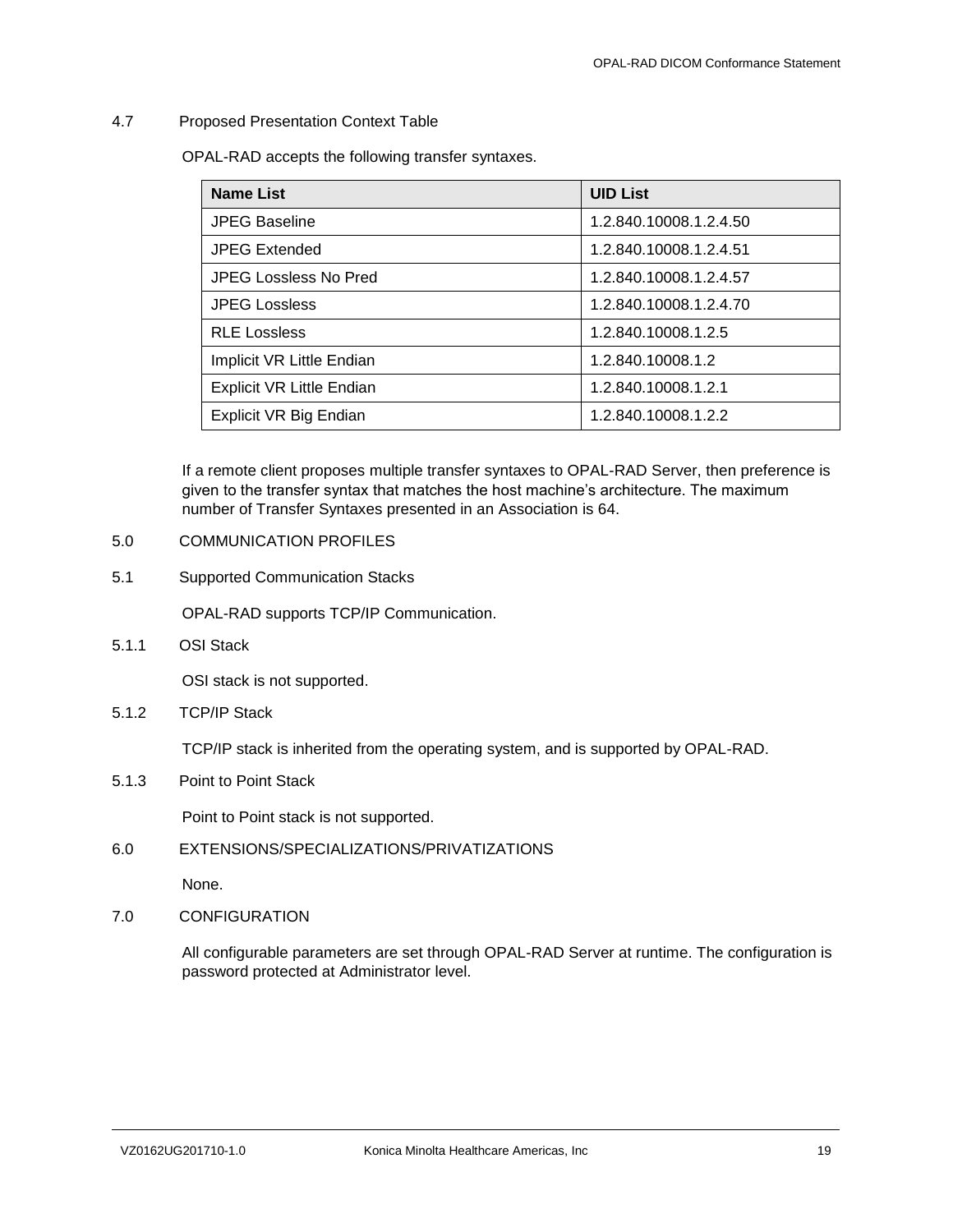## 4.7 Proposed Presentation Context Table

OPAL-RAD accepts the following transfer syntaxes.

| Name List | UID List |
|---|---|
| JPEG Baseline | 1.2.840.10008.1.2.4.50 |
| JPEG Extended | 1.2.840.10008.1.2.4.51 |
| JPEG Lossless No Pred | 1.2.840.10008.1.2.4.57 |
| JPEG Lossless | 1.2.840.10008.1.2.4.70 |
| RLE Lossless | 1.2.840.10008.1.2.5 |
| Implicit VR Little Endian | 1.2.840.10008.1.2 |
| Explicit VR Little Endian | 1.2.840.10008.1.2.1 |
| Explicit VR Big Endian | 1.2.840.10008.1.2.2 |

If a remote client proposes multiple transfer syntaxes to OPAL-RAD Server, then preference is given to the transfer syntax that matches the host machine's architecture. The maximum number of Transfer Syntaxes presented in an Association is 64.

# 5.0 COMMUNICATION PROFILES

## 5.1 Supported Communication Stacks

OPAL-RAD supports TCP/IP Communication.

### 5.1.1 OSI Stack

OSI stack is not supported.

### 5.1.2 TCP/IP Stack

TCP/IP stack is inherited from the operating system, and is supported by OPAL-RAD.

### 5.1.3 Point to Point Stack

Point to Point stack is not supported.

# 6.0 EXTENSIONS/SPECIALIZATIONS/PRIVATIZATIONS

None.

# 7.0 CONFIGURATION

All configurable parameters are set through OPAL-RAD Server at runtime. The configuration is password protected at Administrator level.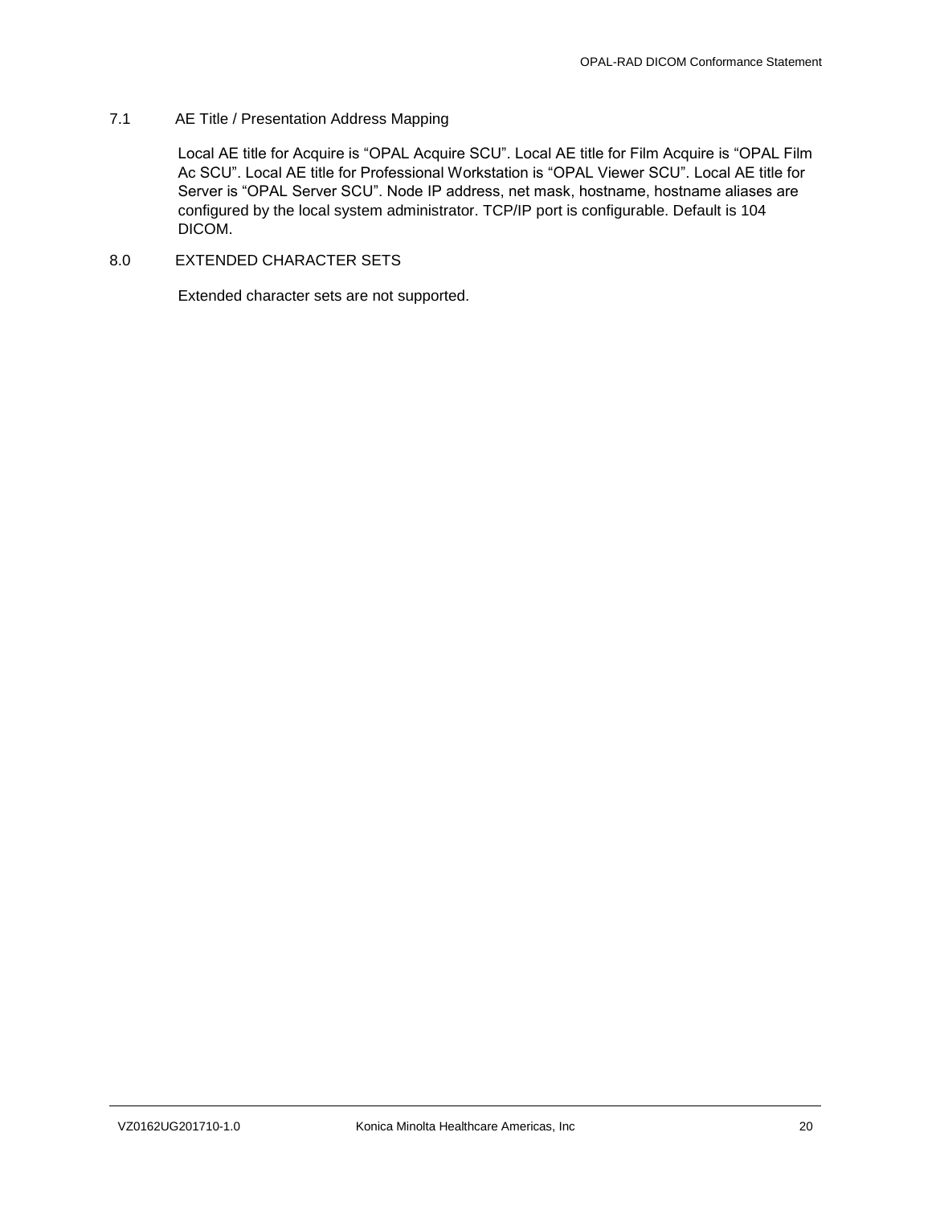### 7.1 AE Title / Presentation Address Mapping

Local AE title for Acquire is “OPAL Acquire SCU”. Local AE title for Film Acquire is “OPAL Film Ac SCU”. Local AE title for Professional Workstation is “OPAL Viewer SCU”. Local AE title for Server is “OPAL Server SCU”. Node IP address, net mask, hostname, hostname aliases are configured by the local system administrator. TCP/IP port is configurable. Default is 104 DICOM.

## 8.0 EXTENDED CHARACTER SETS

Extended character sets are not supported.